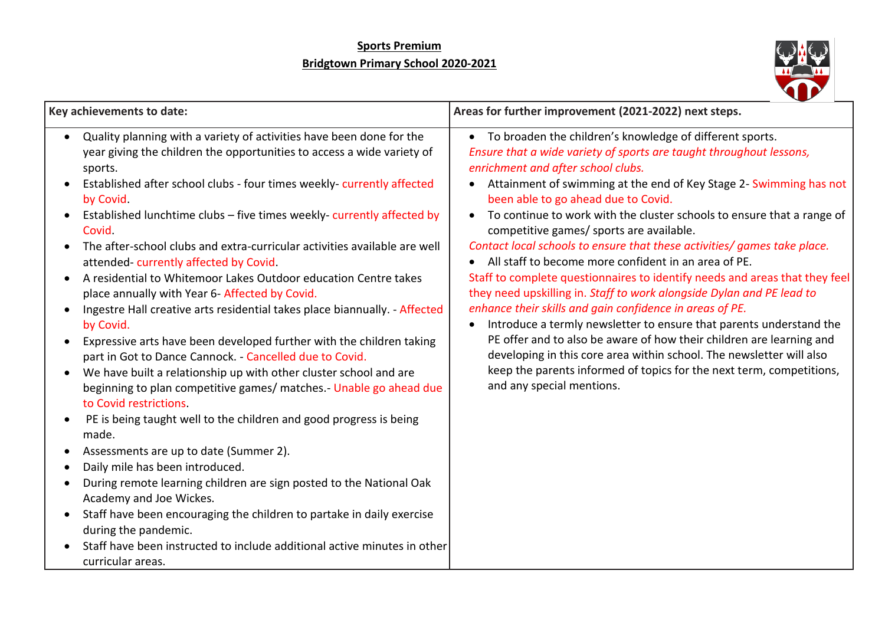**Sports Premium**

**Bridgtown Primary School 2020-2021**

| Key achievements to date: | Areas for further improvement (2021-2022) next steps. |
|---|---|
| • Quality planning with a variety of activities have been done for the year giving the children the opportunities to access a wide variety of sports.<br>• Established after school clubs - four times weekly- currently affected by Covid.<br>• Established lunchtime clubs – five times weekly- currently affected by Covid.<br>• The after-school clubs and extra-curricular activities available are well attended- currently affected by Covid.<br>• A residential to Whitemoor Lakes Outdoor education Centre takes place annually with Year 6- Affected by Covid.<br>• Ingestre Hall creative arts residential takes place biannually. - Affected by Covid.<br>• Expressive arts have been developed further with the children taking part in Got to Dance Cannock. - Cancelled due to Covid.<br>• We have built a relationship up with other cluster school and are beginning to plan competitive games/ matches.- Unable go ahead due to Covid restrictions.<br>• PE is being taught well to the children and good progress is being made.<br>• Assessments are up to date (Summer 2).<br>• Daily mile has been introduced.<br>• During remote learning children are sign posted to the National Oak Academy and Joe Wickes.<br>• Staff have been encouraging the children to partake in daily exercise during the pandemic.<br>• Staff have been instructed to include additional active minutes in other curricular areas. | • To broaden the children's knowledge of different sports.<br>*Ensure that a wide variety of sports are taught throughout lessons, enrichment and after school clubs.*<br>• Attainment of swimming at the end of Key Stage 2- Swimming has not been able to go ahead due to Covid.<br>• To continue to work with the cluster schools to ensure that a range of competitive games/ sports are available.<br>*Contact local schools to ensure that these activities/ games take place.*<br>• All staff to become more confident in an area of PE.<br>Staff to complete questionnaires to identify needs and areas that they feel they need upskilling in. *Staff to work alongside Dylan and PE lead to enhance their skills and gain confidence in areas of PE.*<br>• Introduce a termly newsletter to ensure that parents understand the PE offer and to also be aware of how their children are learning and developing in this core area within school. The newsletter will also keep the parents informed of topics for the next term, competitions, and any special mentions. |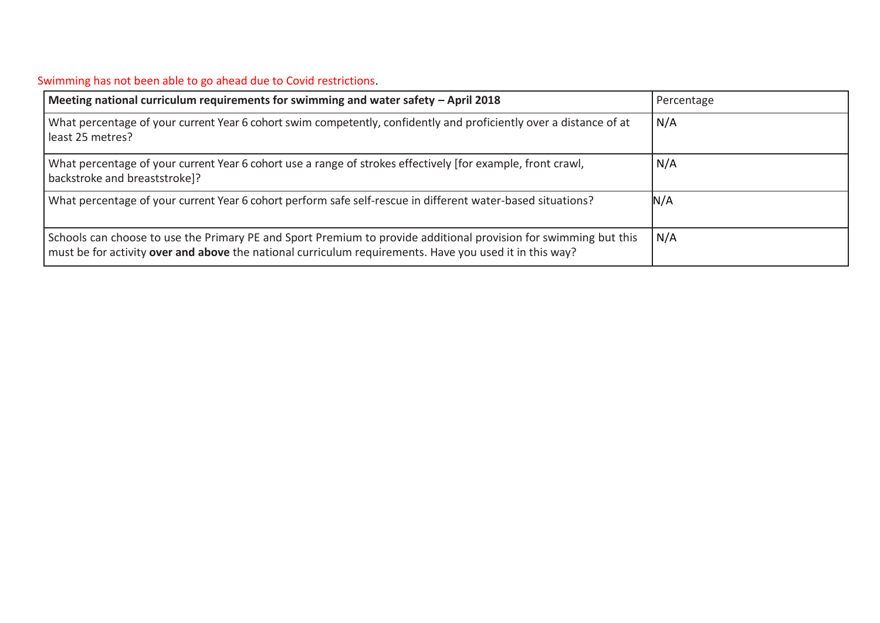Swimming has not been able to go ahead due to Covid restrictions.

| **Meeting national curriculum requirements for swimming and water safety – April 2018** | Percentage |
|---|---|
| What percentage of your current Year 6 cohort swim competently, confidently and proficiently over a distance of at least 25 metres? | N/A |
| What percentage of your current Year 6 cohort use a range of strokes effectively [for example, front crawl, backstroke and breaststroke]? | N/A |
| What percentage of your current Year 6 cohort perform safe self-rescue in different water-based situations? | N/A |
| Schools can choose to use the Primary PE and Sport Premium to provide additional provision for swimming but this must be for activity **over and above** the national curriculum requirements. Have you used it in this way? | N/A |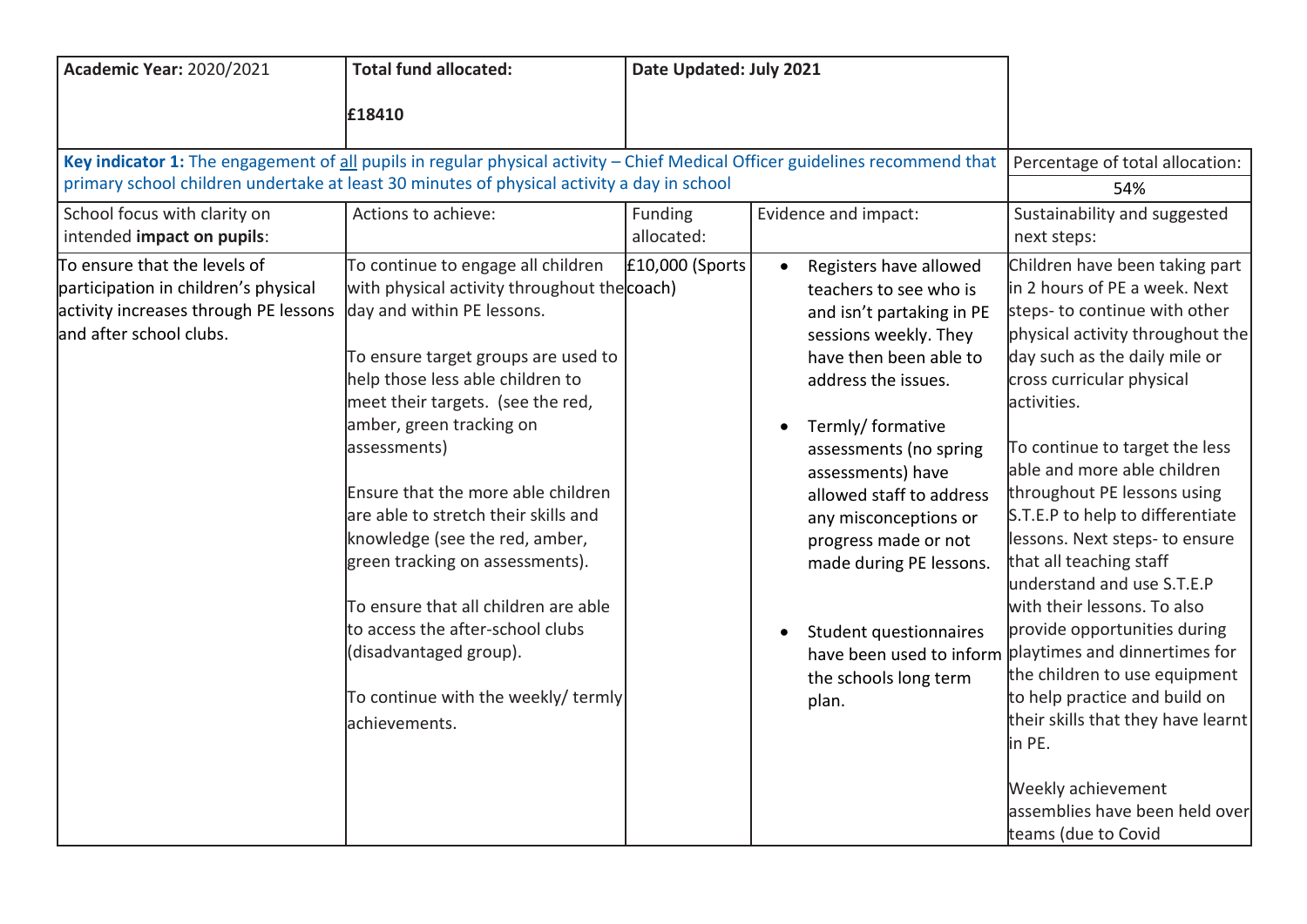| **Academic Year:** 2020/2021 | **Total fund allocated:** **£18410** | **Date Updated: July 2021** | | |
|---|---|---|---|---|
| **Key indicator 1:** The engagement of all pupils in regular physical activity – Chief Medical Officer guidelines recommend that primary school children undertake at least 30 minutes of physical activity a day in school | | | | Percentage of total allocation: 54% |
| School focus with clarity on intended **impact on pupils**: | Actions to achieve: | Funding allocated: | Evidence and impact: | Sustainability and suggested next steps: |
| To ensure that the levels of participation in children's physical activity increases through PE lessons and after school clubs. | To continue to engage all children with physical activity throughout the day and within PE lessons.<br><br>To ensure target groups are used to help those less able children to meet their targets. (see the red, amber, green tracking on assessments)<br><br>Ensure that the more able children are able to stretch their skills and knowledge (see the red, amber, green tracking on assessments).<br><br>To ensure that all children are able to access the after-school clubs (disadvantaged group).<br><br>To continue with the weekly/ termly achievements. | £10,000 (Sports coach) | • Registers have allowed teachers to see who is and isn't partaking in PE sessions weekly. They have then been able to address the issues.<br><br>• Termly/ formative assessments (no spring assessments) have allowed staff to address any misconceptions or progress made or not made during PE lessons.<br><br>• Student questionnaires have been used to inform the schools long term plan. | Children have been taking part in 2 hours of PE a week. Next steps- to continue with other physical activity throughout the day such as the daily mile or cross curricular physical activities.<br><br>To continue to target the less able and more able children throughout PE lessons using S.T.E.P to help to differentiate lessons. Next steps- to ensure that all teaching staff understand and use S.T.E.P with their lessons. To also provide opportunities during playtimes and dinnertimes for the children to use equipment to help practice and build on their skills that they have learnt in PE.<br><br>Weekly achievement assemblies have been held over teams (due to Covid |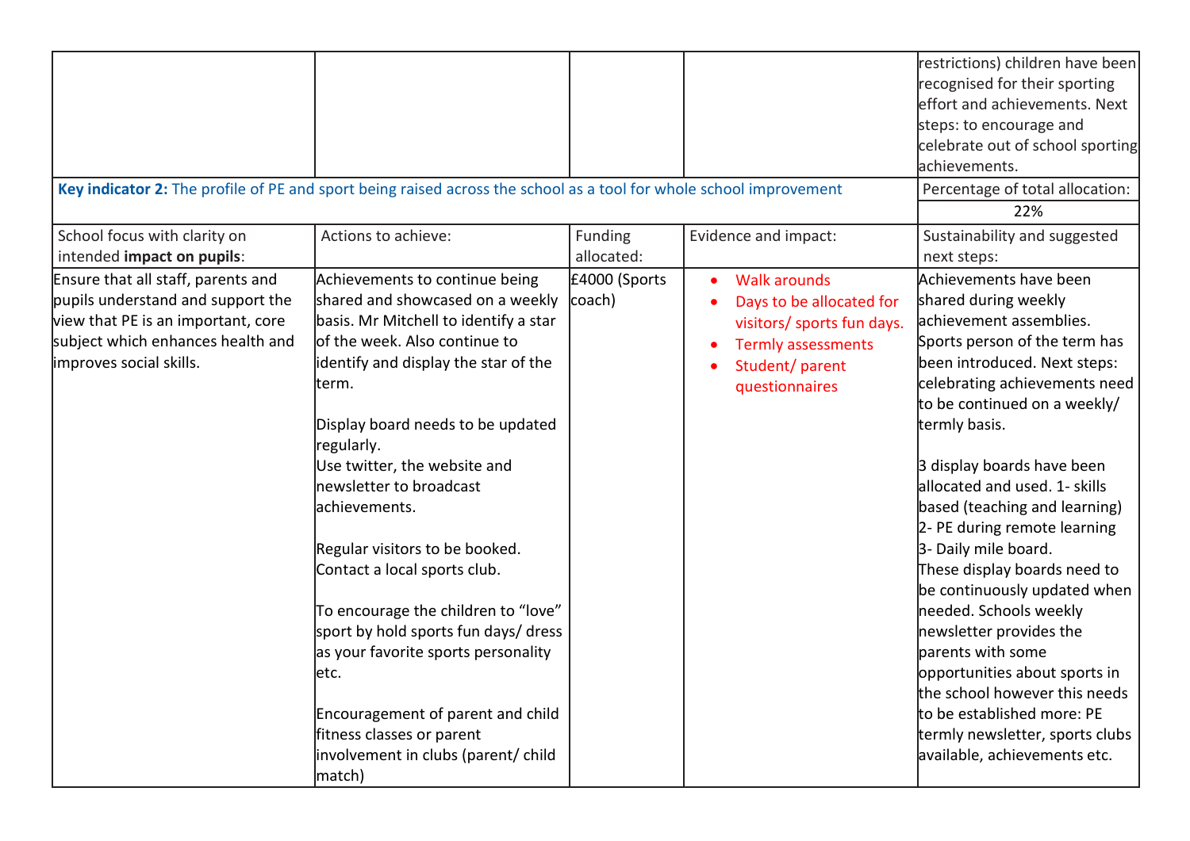| | | | | |
|---|---|---|---|---|
| | | | | restrictions) children have been recognised for their sporting effort and achievements. Next steps: to encourage and celebrate out of school sporting achievements. |
| **Key indicator 2:** The profile of PE and sport being raised across the school as a tool for whole school improvement | | | | Percentage of total allocation: |
| | | | | 22% |
| School focus with clarity on intended **impact on pupils**: | Actions to achieve: | Funding allocated: | Evidence and impact: | Sustainability and suggested next steps: |
| Ensure that all staff, parents and pupils understand and support the view that PE is an important, core subject which enhances health and improves social skills. | Achievements to continue being shared and showcased on a weekly basis. Mr Mitchell to identify a star of the week. Also continue to identify and display the star of the term.<br><br>Display board needs to be updated regularly.<br>Use twitter, the website and newsletter to broadcast achievements.<br><br>Regular visitors to be booked. Contact a local sports club.<br><br>To encourage the children to "love" sport by hold sports fun days/ dress as your favorite sports personality etc.<br><br>Encouragement of parent and child fitness classes or parent involvement in clubs (parent/ child match) | £4000 (Sports coach) | • Walk arounds<br>• Days to be allocated for visitors/ sports fun days.<br>• Termly assessments<br>• Student/ parent questionnaires | Achievements have been shared during weekly achievement assemblies. Sports person of the term has been introduced. Next steps: celebrating achievements need to be continued on a weekly/ termly basis.<br><br>3 display boards have been allocated and used. 1- skills based (teaching and learning)<br>2- PE during remote learning<br>3- Daily mile board.<br>These display boards need to be continuously updated when needed. Schools weekly newsletter provides the parents with some opportunities about sports in the school however this needs to be established more: PE termly newsletter, sports clubs available, achievements etc. |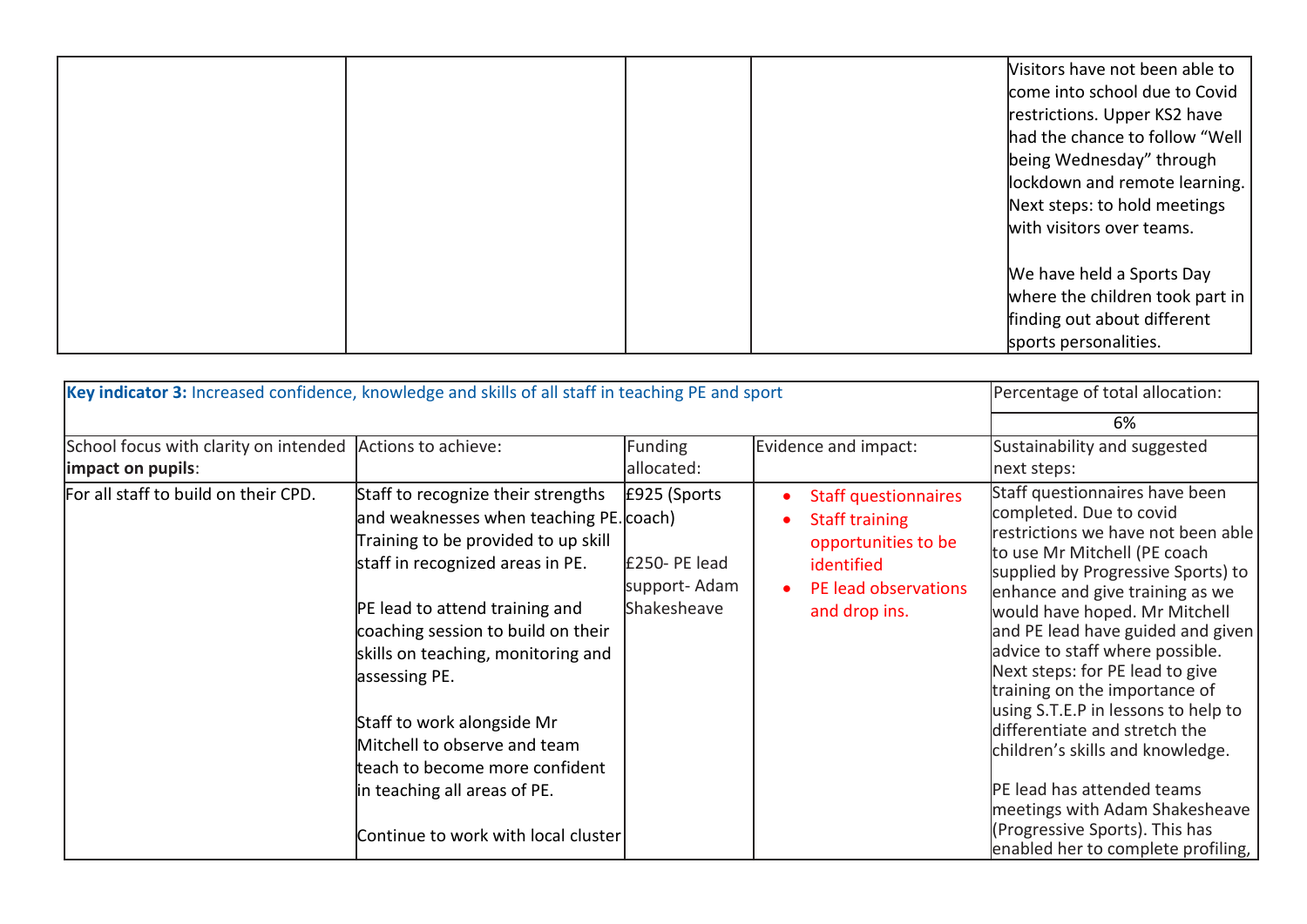| | | | | |
|---|---|---|---|---|
| | | | | Visitors have not been able to come into school due to Covid restrictions. Upper KS2 have had the chance to follow "Well being Wednesday" through lockdown and remote learning. Next steps: to hold meetings with visitors over teams.<br><br>We have held a Sports Day where the children took part in finding out about different sports personalities. |

| **Key indicator 3:** Increased confidence, knowledge and skills of all staff in teaching PE and sport | | | | Percentage of total allocation: |
|---|---|---|---|---|
| | | | | 6% |
| School focus with clarity on intended **impact on pupils**: | Actions to achieve: | Funding allocated: | Evidence and impact: | Sustainability and suggested next steps: |
| For all staff to build on their CPD. | Staff to recognize their strengths and weaknesses when teaching PE. Training to be provided to up skill staff in recognized areas in PE.<br><br>PE lead to attend training and coaching session to build on their skills on teaching, monitoring and assessing PE.<br><br>Staff to work alongside Mr Mitchell to observe and team teach to become more confident in teaching all areas of PE.<br><br>Continue to work with local cluster | £925 (Sports coach)<br><br>£250- PE lead support- Adam Shakesheave | • Staff questionnaires<br>• Staff training opportunities to be identified<br>• PE lead observations and drop ins. | Staff questionnaires have been completed. Due to covid restrictions we have not been able to use Mr Mitchell (PE coach supplied by Progressive Sports) to enhance and give training as we would have hoped. Mr Mitchell and PE lead have guided and given advice to staff where possible. Next steps: for PE lead to give training on the importance of using S.T.E.P in lessons to help to differentiate and stretch the children's skills and knowledge.<br><br>PE lead has attended teams meetings with Adam Shakesheave (Progressive Sports). This has enabled her to complete profiling, |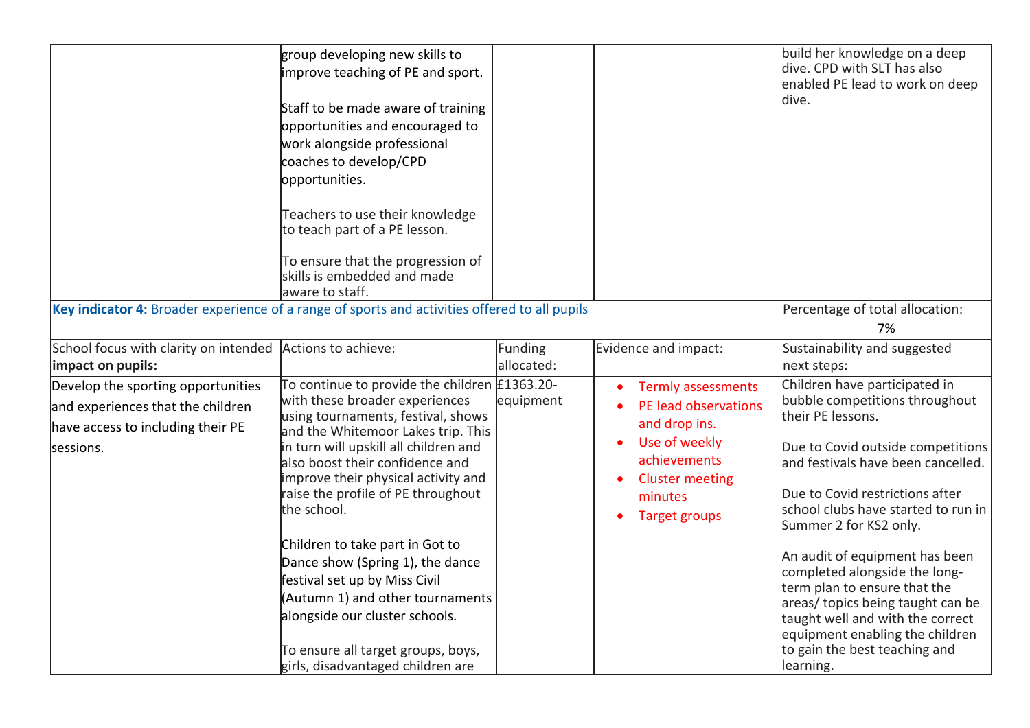| | | | | |
|---|---|---|---|---|
| | group developing new skills to improve teaching of PE and sport.<br><br>Staff to be made aware of training opportunities and encouraged to work alongside professional coaches to develop/CPD opportunities.<br><br>Teachers to use their knowledge to teach part of a PE lesson.<br><br>To ensure that the progression of skills is embedded and made aware to staff. | | | build her knowledge on a deep dive. CPD with SLT has also enabled PE lead to work on deep dive. |
| **Key indicator 4:** Broader experience of a range of sports and activities offered to all pupils | | | | Percentage of total allocation: |
| | | | | 7% |
| School focus with clarity on intended **impact on pupils:** | Actions to achieve: | Funding allocated: | Evidence and impact: | Sustainability and suggested next steps: |
| Develop the sporting opportunities and experiences that the children have access to including their PE sessions. | To continue to provide the children with these broader experiences using tournaments, festival, shows and the Whitemoor Lakes trip. This in turn will upskill all children and also boost their confidence and improve their physical activity and raise the profile of PE throughout the school.<br><br>Children to take part in Got to Dance show (Spring 1), the dance festival set up by Miss Civil (Autumn 1) and other tournaments alongside our cluster schools.<br><br>To ensure all target groups, boys, girls, disadvantaged children are | £1363.20- equipment | • Termly assessments<br>• PE lead observations and drop ins.<br>• Use of weekly achievements<br>• Cluster meeting minutes<br>• Target groups | Children have participated in bubble competitions throughout their PE lessons.<br><br>Due to Covid outside competitions and festivals have been cancelled.<br><br>Due to Covid restrictions after school clubs have started to run in Summer 2 for KS2 only.<br><br>An audit of equipment has been completed alongside the long-term plan to ensure that the areas/ topics being taught can be taught well and with the correct equipment enabling the children to gain the best teaching and learning. |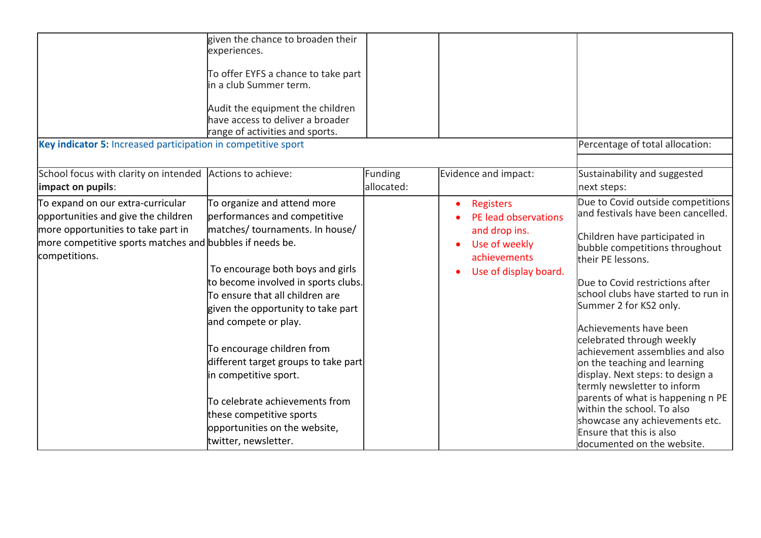| | | | | |
|---|---|---|---|---|
| | given the chance to broaden their experiences.<br><br>To offer EYFS a chance to take part in a club Summer term.<br><br>Audit the equipment the children have access to deliver a broader range of activities and sports. | | | |

| **Key indicator 5:** Increased participation in competitive sport | | | | Percentage of total allocation: |
|---|---|---|---|---|
| | | | | |
| School focus with clarity on intended **impact on pupils**: | Actions to achieve: | Funding allocated: | Evidence and impact: | Sustainability and suggested next steps: |
| To expand on our extra-curricular opportunities and give the children more opportunities to take part in more competitive sports matches and competitions. | To organize and attend more performances and competitive matches/ tournaments. In house/ bubbles if needs be.<br><br>To encourage both boys and girls to become involved in sports clubs. To ensure that all children are given the opportunity to take part and compete or play.<br><br>To encourage children from different target groups to take part in competitive sport.<br><br>To celebrate achievements from these competitive sports opportunities on the website, twitter, newsletter. | | • Registers<br>• PE lead observations and drop ins.<br>• Use of weekly achievements<br>• Use of display board. | Due to Covid outside competitions and festivals have been cancelled.<br><br>Children have participated in bubble competitions throughout their PE lessons.<br><br>Due to Covid restrictions after school clubs have started to run in Summer 2 for KS2 only.<br><br>Achievements have been celebrated through weekly achievement assemblies and also on the teaching and learning display. Next steps: to design a termly newsletter to inform parents of what is happening n PE within the school. To also showcase any achievements etc. Ensure that this is also documented on the website. |